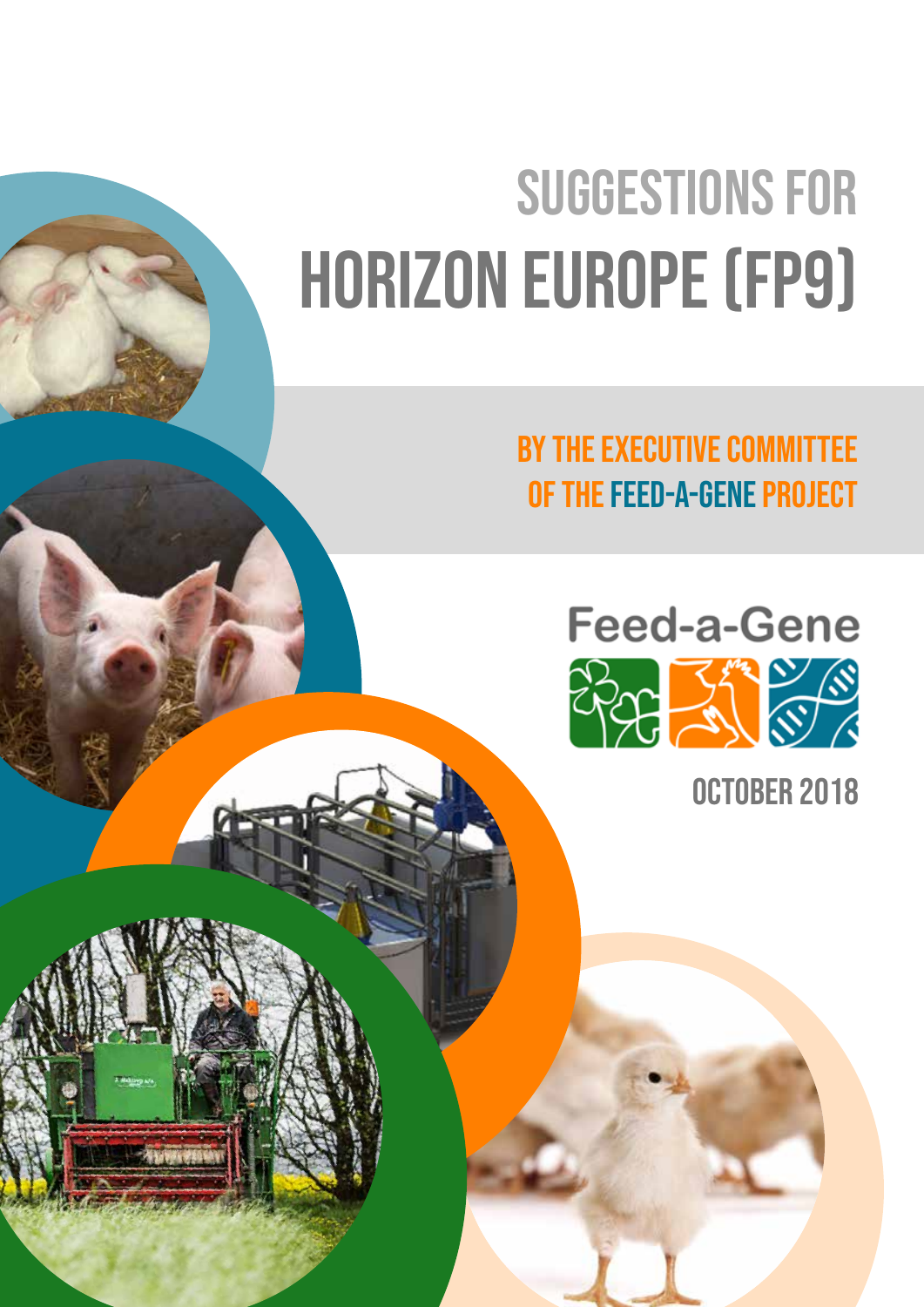# SUGGESTIONS FOR HORIZON EUROPE (FP9)

## BY THE EXECUTIVE COMMITTEE OF THE FEED-A-GENE PROJECT

Feed-a-Gene

OCTOBER 2018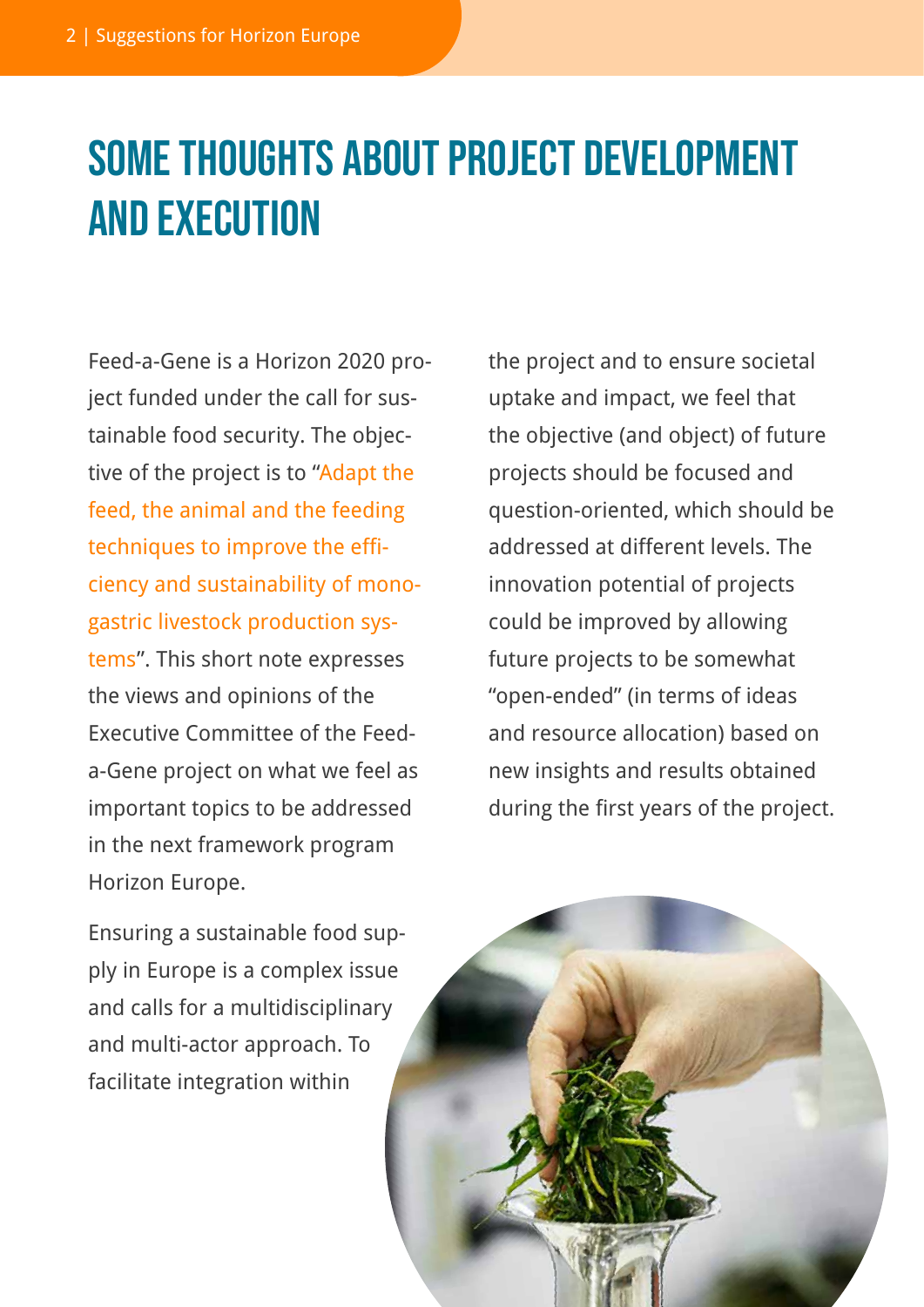# SOME THOUGHTS ABOUT PROJECT DEVELOPMENT AND EXECUTION

Feed-a-Gene is a Horizon 2020 project funded under the call for sustainable food security. The objective of the project is to "Adapt the feed, the animal and the feeding techniques to improve the efficiency and sustainability of monogastric livestock production systems". This short note expresses the views and opinions of the Executive Committee of the Feed-a-Gene project on what we feel as important topics to be addressed in the next framework program Horizon Europe.

Ensuring a sustainable food supply in Europe is a complex issue and calls for a multidisciplinary and multi-actor approach. To facilitate integration within the project and to ensure societal uptake and impact, we feel that the objective (and object) of future projects should be focused and question-oriented, which should be addressed at different levels. The innovation potential of projects could be improved by allowing future projects to be somewhat "open-ended" (in terms of ideas and resource allocation) based on new insights and results obtained during the first years of the project.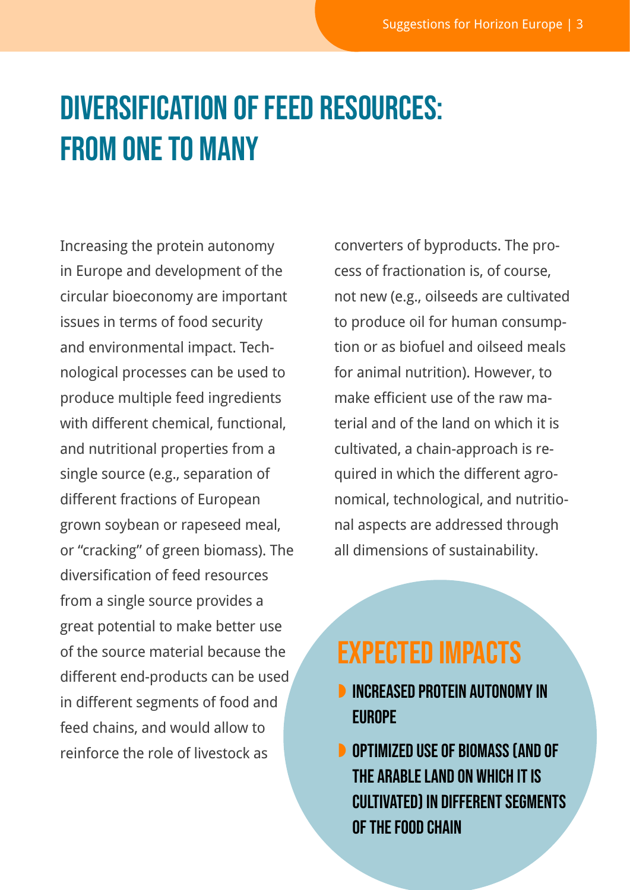# DIVERSIFICATION OF FEED RESOURCES: FROM ONE TO MANY

Increasing the protein autonomy in Europe and development of the circular bioeconomy are important issues in terms of food security and environmental impact. Technological processes can be used to produce multiple feed ingredients with different chemical, functional, and nutritional properties from a single source (e.g., separation of different fractions of European grown soybean or rapeseed meal, or "cracking" of green biomass). The diversification of feed resources from a single source provides a great potential to make better use of the source material because the different end-products can be used in different segments of food and feed chains, and would allow to reinforce the role of livestock as converters of byproducts. The process of fractionation is, of course, not new (e.g., oilseeds are cultivated to produce oil for human consumption or as biofuel and oilseed meals for animal nutrition). However, to make efficient use of the raw material and of the land on which it is cultivated, a chain-approach is required in which the different agronomical, technological, and nutritional aspects are addressed through all dimensions of sustainability.

## EXPECTED IMPACTS

- **INCREASED PROTEIN AUTONOMY IN EUROPE**
- **OPTIMIZED USE OF BIOMASS (AND OF THE ARABLE LAND ON WHICH IT IS CULTIVATED) IN DIFFERENT SEGMENTS OF THE FOOD CHAIN**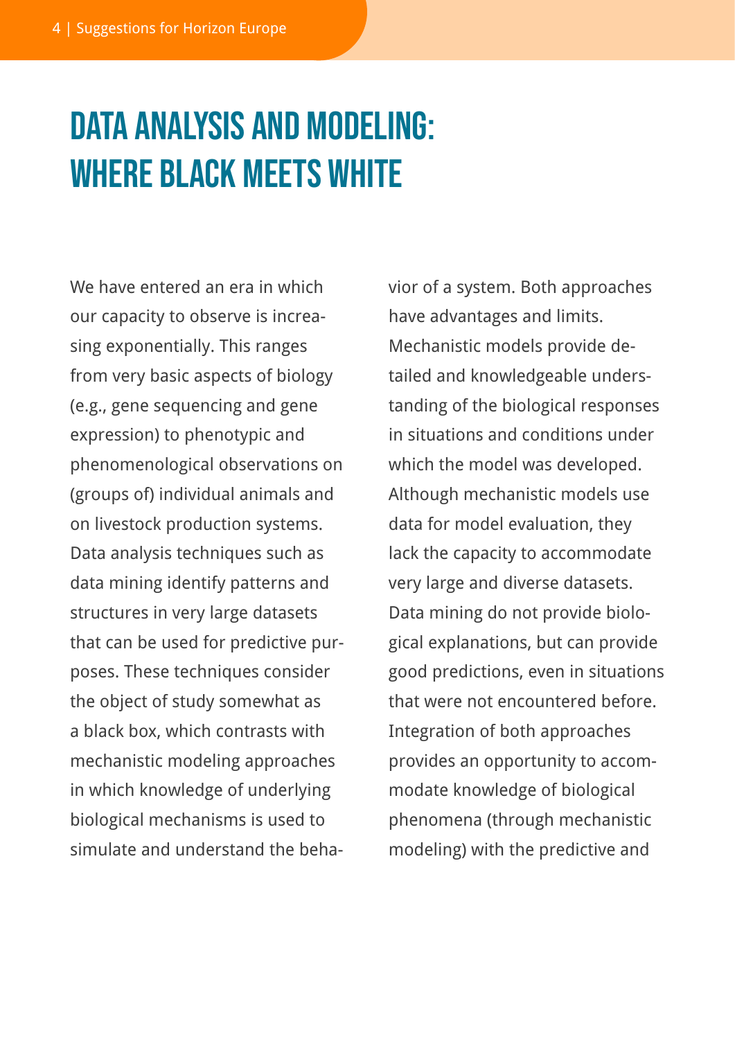# DATA ANALYSIS AND MODELING: WHERE BLACK MEETS WHITE

We have entered an era in which our capacity to observe is increasing exponentially. This ranges from very basic aspects of biology (e.g., gene sequencing and gene expression) to phenotypic and phenomenological observations on (groups of) individual animals and on livestock production systems. Data analysis techniques such as data mining identify patterns and structures in very large datasets that can be used for predictive purposes. These techniques consider the object of study somewhat as a black box, which contrasts with mechanistic modeling approaches in which knowledge of underlying biological mechanisms is used to simulate and understand the behavior of a system. Both approaches have advantages and limits. Mechanistic models provide detailed and knowledgeable understanding of the biological responses in situations and conditions under which the model was developed. Although mechanistic models use data for model evaluation, they lack the capacity to accommodate very large and diverse datasets. Data mining do not provide biological explanations, but can provide good predictions, even in situations that were not encountered before. Integration of both approaches provides an opportunity to accommodate knowledge of biological phenomena (through mechanistic modeling) with the predictive and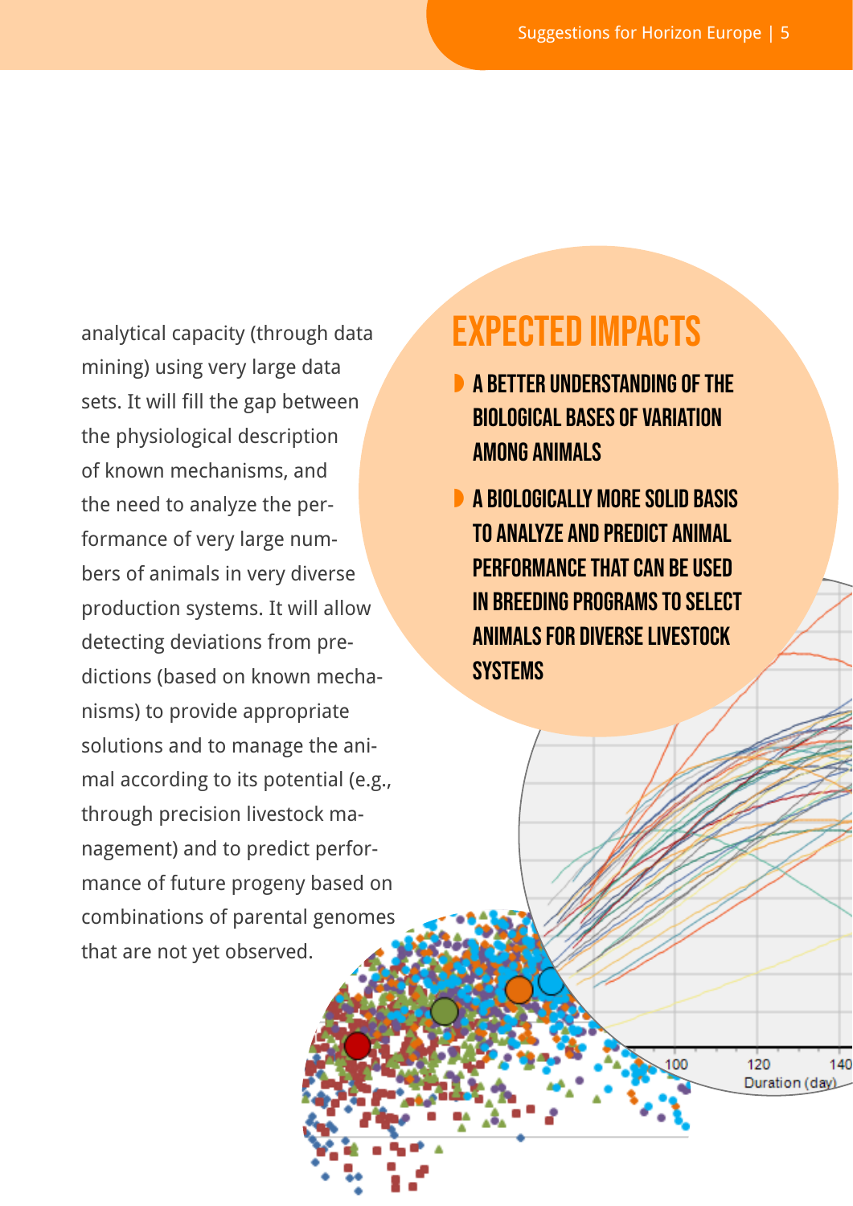analytical capacity (through data mining) using very large data sets. It will fill the gap between the physiological description of known mechanisms, and the need to analyze the performance of very large numbers of animals in very diverse production systems. It will allow detecting deviations from predictions (based on known mechanisms) to provide appropriate solutions and to manage the animal according to its potential (e.g., through precision livestock management) and to predict performance of future progeny based on combinations of parental genomes that are not yet observed.

## EXPECTED IMPACTS

- **A BETTER UNDERSTANDING OF THE BIOLOGICAL BASES OF VARIATION AMONG ANIMALS**
- **A BIOLOGICALLY MORE SOLID BASIS TO ANALYZE AND PREDICT ANIMAL PERFORMANCE THAT CAN BE USED IN BREEDING PROGRAMS TO SELECT ANIMALS FOR DIVERSE LIVESTOCK SYSTEMS**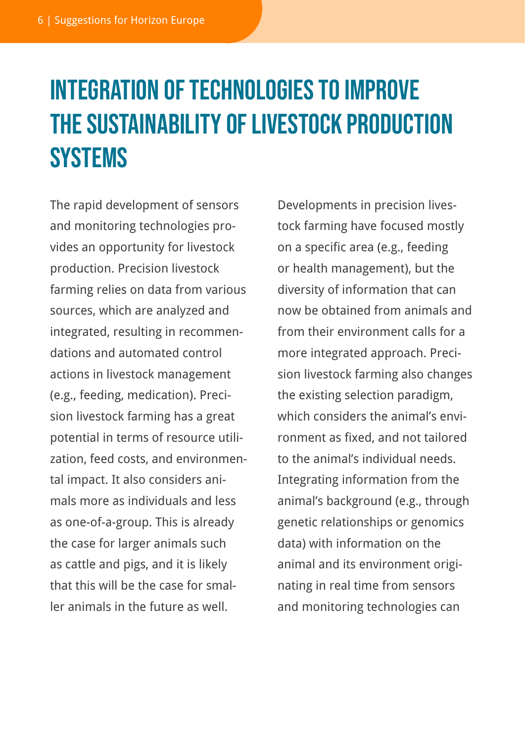# INTEGRATION OF TECHNOLOGIES TO IMPROVE THE SUSTAINABILITY OF LIVESTOCK PRODUCTION SYSTEMS

The rapid development of sensors and monitoring technologies provides an opportunity for livestock production. Precision livestock farming relies on data from various sources, which are analyzed and integrated, resulting in recommendations and automated control actions in livestock management (e.g., feeding, medication). Precision livestock farming has a great potential in terms of resource utilization, feed costs, and environmental impact. It also considers animals more as individuals and less as one-of-a-group. This is already the case for larger animals such as cattle and pigs, and it is likely that this will be the case for smaller animals in the future as well.

Developments in precision livestock farming have focused mostly on a specific area (e.g., feeding or health management), but the diversity of information that can now be obtained from animals and from their environment calls for a more integrated approach. Precision livestock farming also changes the existing selection paradigm, which considers the animal's environment as fixed, and not tailored to the animal's individual needs. Integrating information from the animal's background (e.g., through genetic relationships or genomics data) with information on the animal and its environment originating in real time from sensors and monitoring technologies can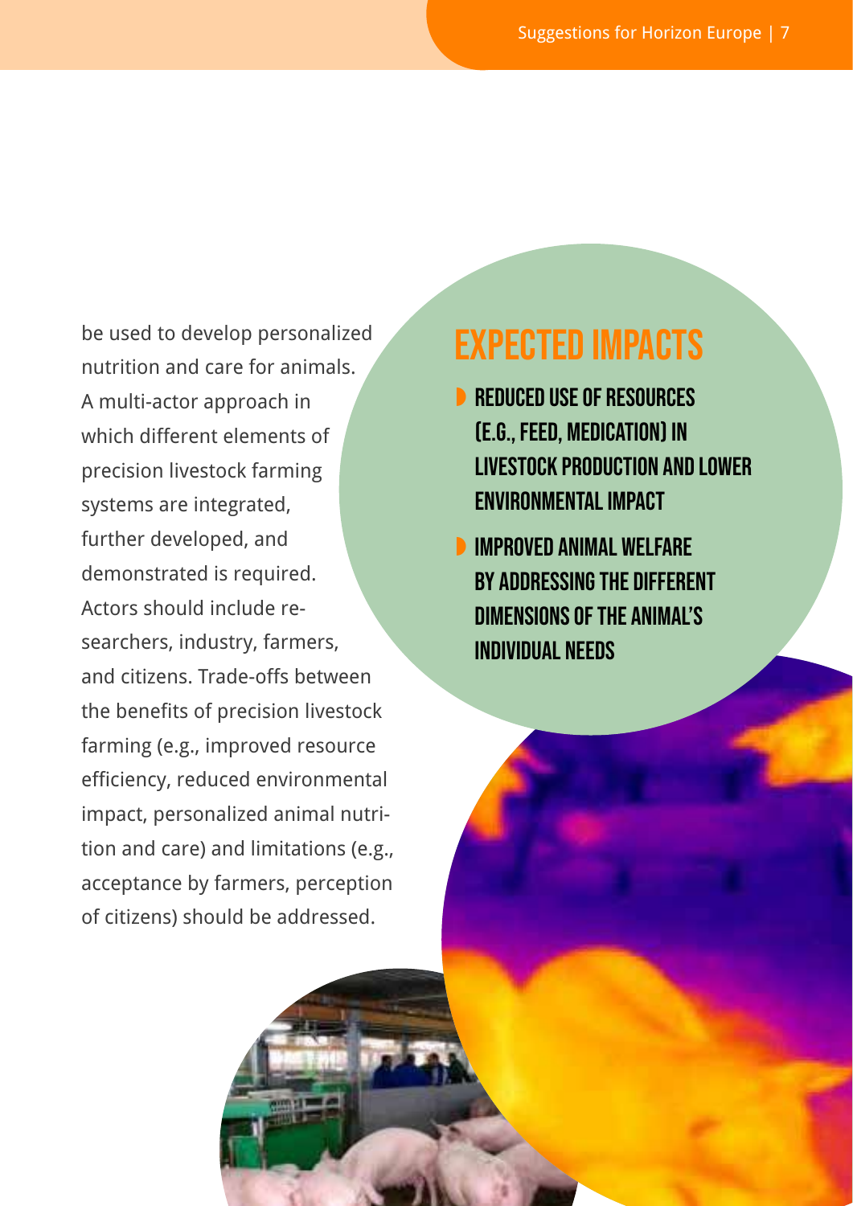be used to develop personalized nutrition and care for animals. A multi-actor approach in which different elements of precision livestock farming systems are integrated, further developed, and demonstrated is required. Actors should include researchers, industry, farmers, and citizens. Trade-offs between the benefits of precision livestock farming (e.g., improved resource efficiency, reduced environmental impact, personalized animal nutrition and care) and limitations (e.g., acceptance by farmers, perception of citizens) should be addressed.

## EXPECTED IMPACTS

- **REDUCED USE OF RESOURCES (E.G., FEED, MEDICATION) IN LIVESTOCK PRODUCTION AND LOWER ENVIRONMENTAL IMPACT**
- **IMPROVED ANIMAL WELFARE BY ADDRESSING THE DIFFERENT DIMENSIONS OF THE ANIMAL'S INDIVIDUAL NEEDS**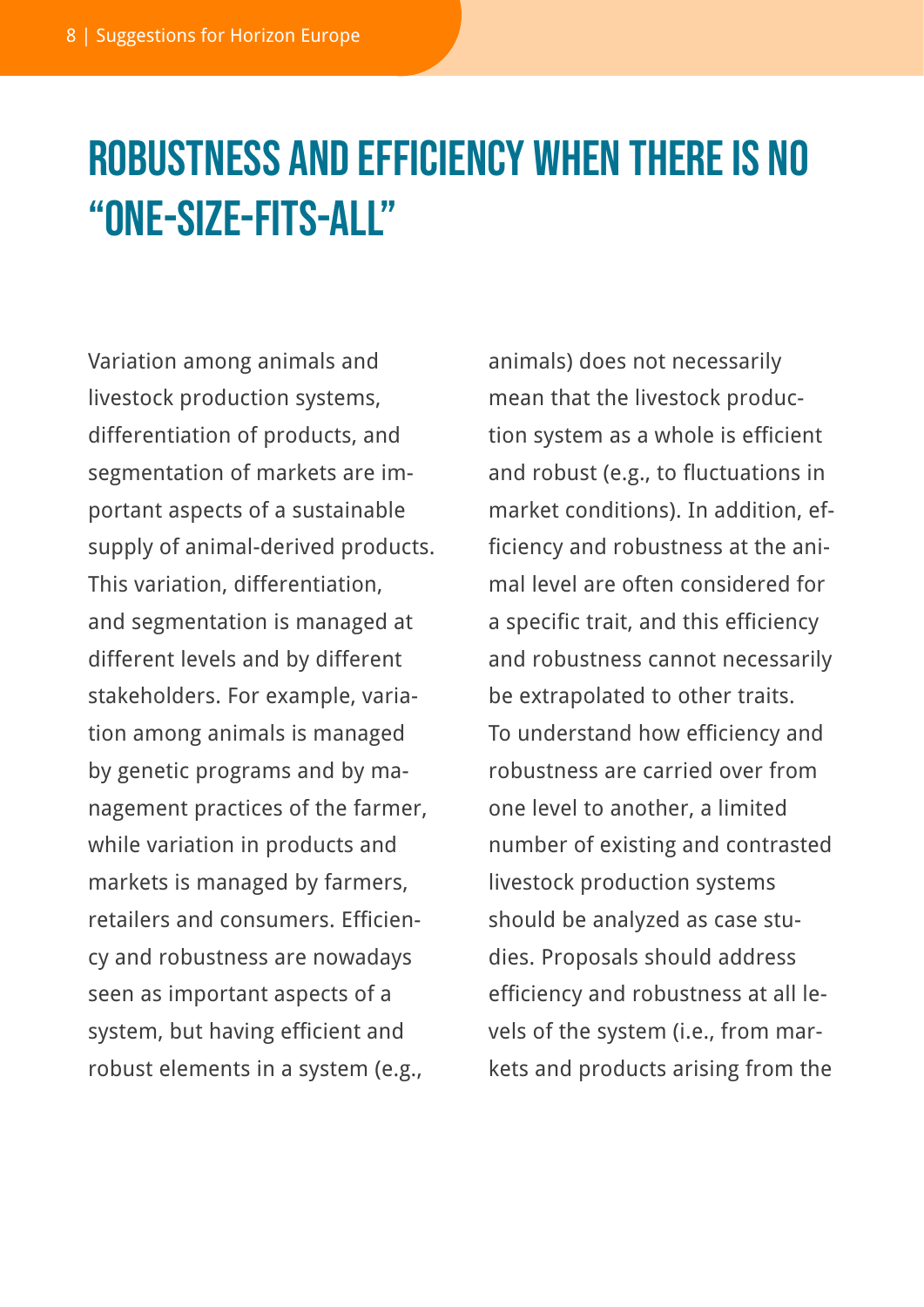# ROBUSTNESS AND EFFICIENCY WHEN THERE IS NO "ONE-SIZE-FITS-ALL"

Variation among animals and livestock production systems, differentiation of products, and segmentation of markets are important aspects of a sustainable supply of animal-derived products. This variation, differentiation, and segmentation is managed at different levels and by different stakeholders. For example, variation among animals is managed by genetic programs and by management practices of the farmer, while variation in products and markets is managed by farmers, retailers and consumers. Efficiency and robustness are nowadays seen as important aspects of a system, but having efficient and robust elements in a system (e.g., animals) does not necessarily mean that the livestock production system as a whole is efficient and robust (e.g., to fluctuations in market conditions). In addition, efficiency and robustness at the animal level are often considered for a specific trait, and this efficiency and robustness cannot necessarily be extrapolated to other traits. To understand how efficiency and robustness are carried over from one level to another, a limited number of existing and contrasted livestock production systems should be analyzed as case studies. Proposals should address efficiency and robustness at all levels of the system (i.e., from markets and products arising from the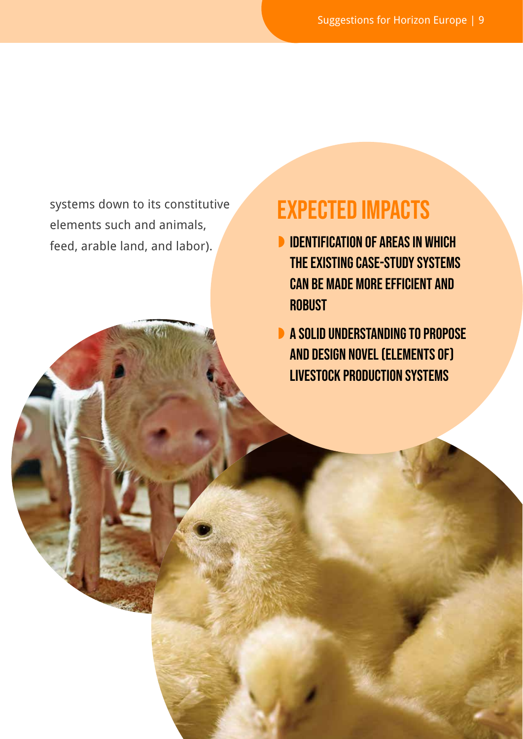systems down to its constitutive elements such and animals, feed, arable land, and labor).

## EXPECTED IMPACTS

- IDENTIFICATION OF AREAS IN WHICH THE EXISTING CASE-STUDY SYSTEMS CAN BE MADE MORE EFFICIENT AND ROBUST
- A SOLID UNDERSTANDING TO PROPOSE AND DESIGN NOVEL (ELEMENTS OF) LIVESTOCK PRODUCTION SYSTEMS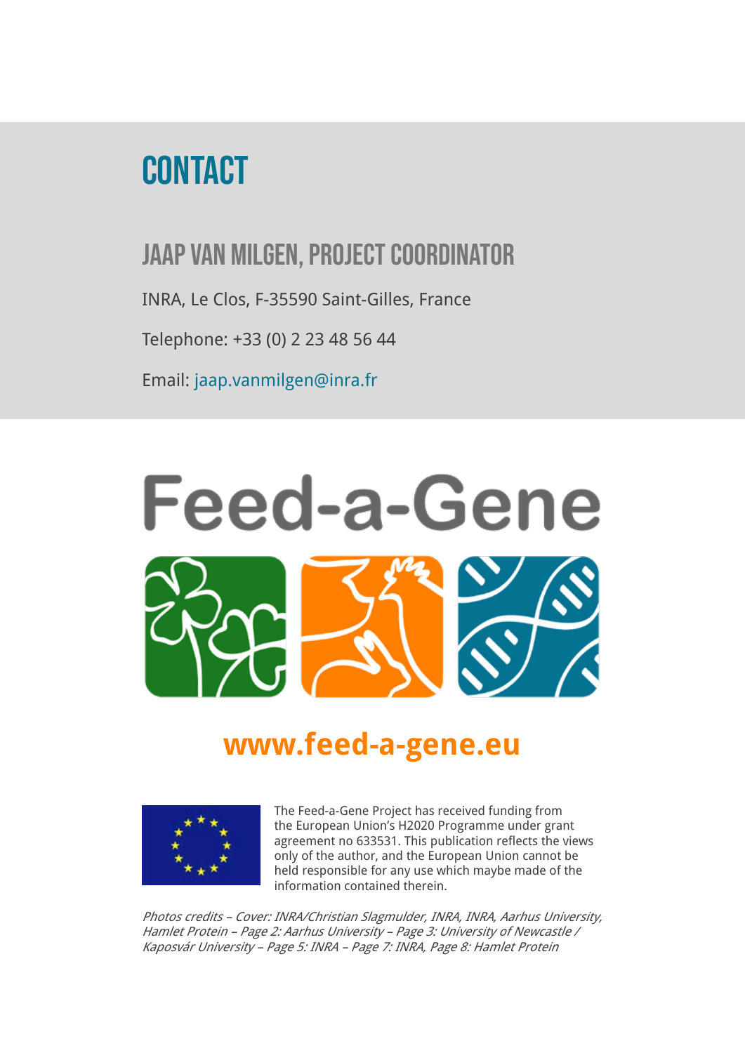# CONTACT

## JAAP VAN MILGEN, PROJECT COORDINATOR

INRA, Le Clos, F-35590 Saint-Gilles, France

Telephone: +33 (0) 2 23 48 56 44

Email: jaap.vanmilgen@inra.fr

Feed-a-Gene

**www.feed-a-gene.eu**

The Feed-a-Gene Project has received funding from the European Union's H2020 Programme under grant agreement no 633531. This publication reflects the views only of the author, and the European Union cannot be held responsible for any use which maybe made of the information contained therein.

*Photos credits – Cover: INRA/Christian Slagmulder, INRA, INRA, Aarhus University, Hamlet Protein – Page 2: Aarhus University – Page 3: University of Newcastle / Kaposvár University – Page 5: INRA – Page 7: INRA, Page 8: Hamlet Protein*